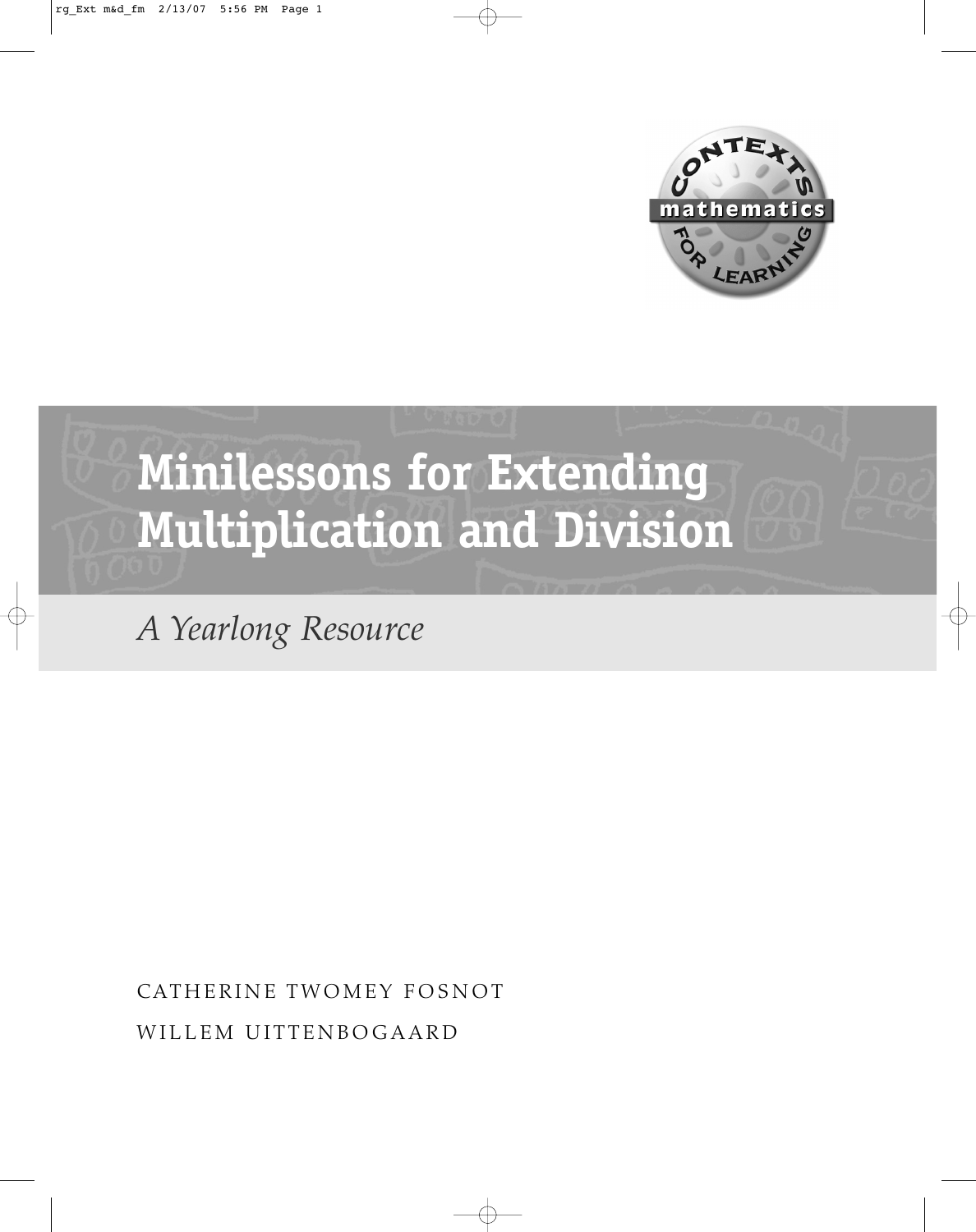# Minilessons for Extending Multiplication and Division

*A Yearlong Resource*

CATHERINE TWOMEY FOSNOT

WILLEM UITTENBOGAARD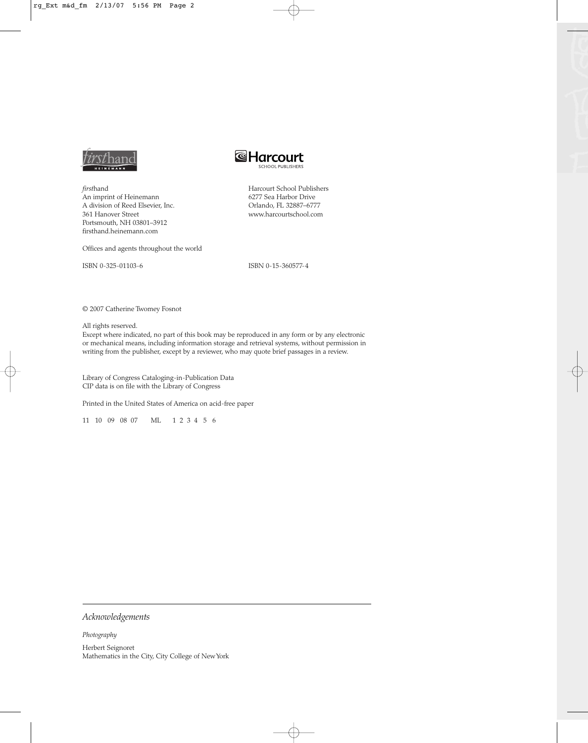*first*hand
An imprint of Heinemann
A division of Reed Elsevier, Inc.
361 Hanover Street
Portsmouth, NH 03801–3912
firsthand.heinemann.com

Offices and agents throughout the world

ISBN 0-325-01103-6

Harcourt School Publishers
6277 Sea Harbor Drive
Orlando, FL 32887–6777
www.harcourtschool.com

ISBN 0-15-360577-4

© 2007 Catherine Twomey Fosnot

All rights reserved.
Except where indicated, no part of this book may be reproduced in any form or by any electronic or mechanical means, including information storage and retrieval systems, without permission in writing from the publisher, except by a reviewer, who may quote brief passages in a review.

Library of Congress Cataloging-in-Publication Data
CIP data is on file with the Library of Congress

Printed in the United States of America on acid-free paper

11 10 09 08 07 ML 1 2 3 4 5 6

---

*Acknowledgements*

*Photography*

Herbert Seignoret
Mathematics in the City, City College of New York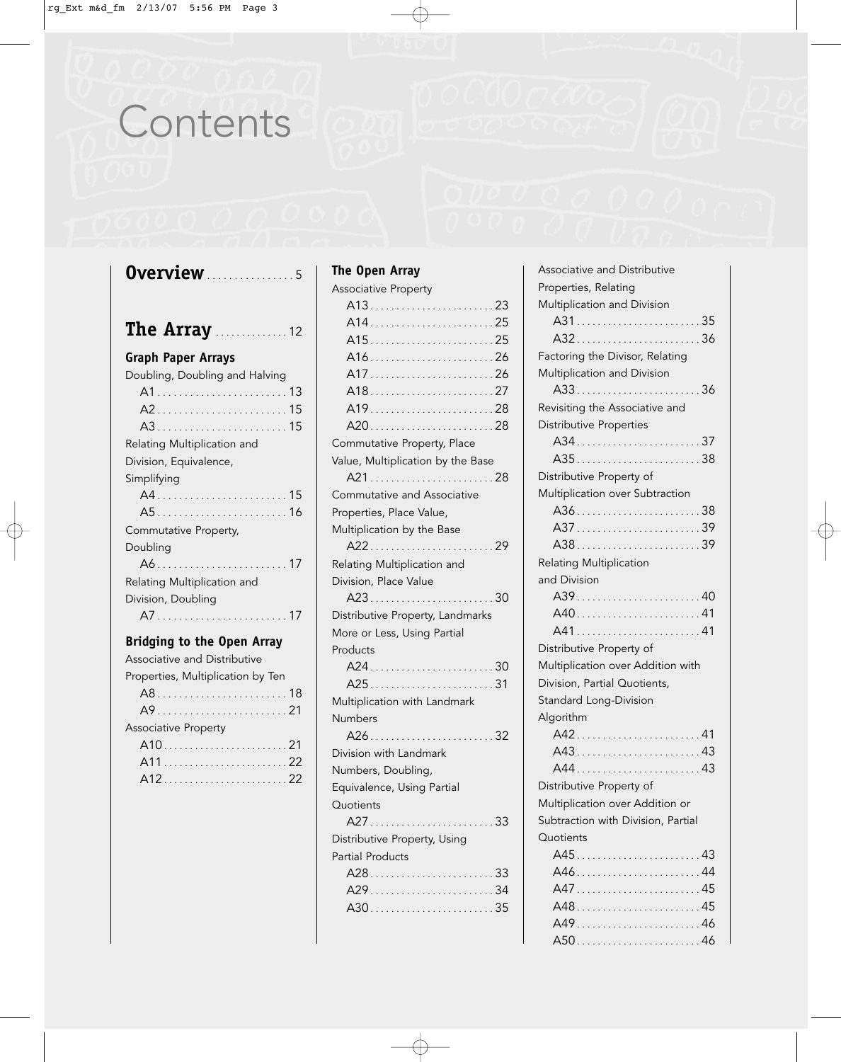# Contents

## Overview ................ 5

## The Array .............. 12

### Graph Paper Arrays

Doubling, Doubling and Halving

- A1 ........................ 13
- A2 ........................ 15
- A3 ........................ 15

Relating Multiplication and Division, Equivalence, Simplifying

- A4 ........................ 15
- A5 ........................ 16

Commutative Property, Doubling

- A6 ........................ 17

Relating Multiplication and Division, Doubling

- A7 ........................ 17

### Bridging to the Open Array

Associative and Distributive Properties, Multiplication by Ten

- A8 ........................ 18
- A9 ........................ 21

Associative Property

- A10 ........................ 21
- A11 ........................ 22
- A12 ........................ 22

### The Open Array

Associative Property

- A13 ........................ 23
- A14 ........................ 25
- A15 ........................ 25
- A16 ........................ 26
- A17 ........................ 26
- A18 ........................ 27
- A19 ........................ 28
- A20 ........................ 28

Commutative Property, Place Value, Multiplication by the Base

- A21 ........................ 28

Commutative and Associative Properties, Place Value, Multiplication by the Base

- A22 ........................ 29

Relating Multiplication and Division, Place Value

- A23 ........................ 30

Distributive Property, Landmarks More or Less, Using Partial Products

- A24 ........................ 30
- A25 ........................ 31

Multiplication with Landmark Numbers

- A26 ........................ 32

Division with Landmark Numbers, Doubling, Equivalence, Using Partial Quotients

- A27 ........................ 33

Distributive Property, Using Partial Products

- A28 ........................ 33
- A29 ........................ 34
- A30 ........................ 35

Associative and Distributive Properties, Relating Multiplication and Division

- A31 ........................ 35
- A32 ........................ 36

Factoring the Divisor, Relating Multiplication and Division

- A33 ........................ 36

Revisiting the Associative and Distributive Properties

- A34 ........................ 37
- A35 ........................ 38

Distributive Property of Multiplication over Subtraction

- A36 ........................ 38
- A37 ........................ 39
- A38 ........................ 39

Relating Multiplication and Division

- A39 ........................ 40
- A40 ........................ 41
- A41 ........................ 41

Distributive Property of Multiplication over Addition with Division, Partial Quotients, Standard Long-Division Algorithm

- A42 ........................ 41
- A43 ........................ 43
- A44 ........................ 43

Distributive Property of Multiplication over Addition or Subtraction with Division, Partial Quotients

- A45 ........................ 43
- A46 ........................ 44
- A47 ........................ 45
- A48 ........................ 45
- A49 ........................ 46
- A50 ........................ 46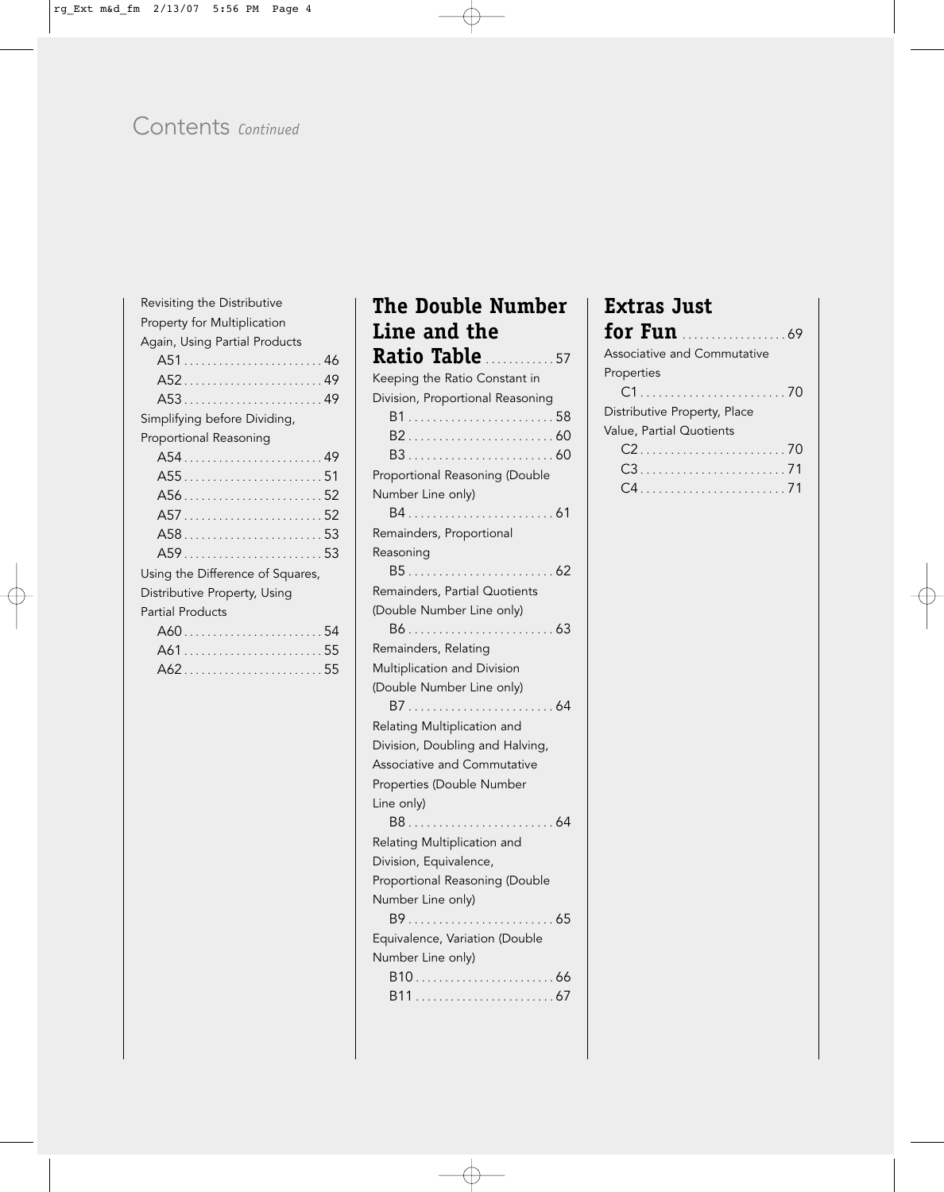# Contents *Continued*

Revisiting the Distributive Property for Multiplication Again, Using Partial Products

- A51 . . . . . . . . . . . . . . . . . . . . . . . . 46
- A52 . . . . . . . . . . . . . . . . . . . . . . . . 49
- A53 . . . . . . . . . . . . . . . . . . . . . . . . 49

Simplifying before Dividing, Proportional Reasoning

- A54 . . . . . . . . . . . . . . . . . . . . . . . . 49
- A55 . . . . . . . . . . . . . . . . . . . . . . . . 51
- A56 . . . . . . . . . . . . . . . . . . . . . . . . 52
- A57 . . . . . . . . . . . . . . . . . . . . . . . . 52
- A58 . . . . . . . . . . . . . . . . . . . . . . . . 53
- A59 . . . . . . . . . . . . . . . . . . . . . . . . 53

Using the Difference of Squares, Distributive Property, Using Partial Products

- A60 . . . . . . . . . . . . . . . . . . . . . . . . 54
- A61 . . . . . . . . . . . . . . . . . . . . . . . . 55
- A62 . . . . . . . . . . . . . . . . . . . . . . . . 55

## The Double Number Line and the Ratio Table . . . . . . . . . . . 57

Keeping the Ratio Constant in Division, Proportional Reasoning

- B1 . . . . . . . . . . . . . . . . . . . . . . . . 58
- B2 . . . . . . . . . . . . . . . . . . . . . . . . 60
- B3 . . . . . . . . . . . . . . . . . . . . . . . . 60

Proportional Reasoning (Double Number Line only)

- B4 . . . . . . . . . . . . . . . . . . . . . . . . 61

Remainders, Proportional Reasoning

- B5 . . . . . . . . . . . . . . . . . . . . . . . . 62

Remainders, Partial Quotients (Double Number Line only)

- B6 . . . . . . . . . . . . . . . . . . . . . . . . 63

Remainders, Relating Multiplication and Division (Double Number Line only)

- B7 . . . . . . . . . . . . . . . . . . . . . . . . 64

Relating Multiplication and Division, Doubling and Halving, Associative and Commutative Properties (Double Number Line only)

- B8 . . . . . . . . . . . . . . . . . . . . . . . . 64

Relating Multiplication and Division, Equivalence, Proportional Reasoning (Double Number Line only)

- B9 . . . . . . . . . . . . . . . . . . . . . . . . 65

Equivalence, Variation (Double Number Line only)

- B10 . . . . . . . . . . . . . . . . . . . . . . . . 66
- B11 . . . . . . . . . . . . . . . . . . . . . . . . 67

## Extras Just for Fun . . . . . . . . . . . . . . . . . 69

Associative and Commutative Properties

- C1 . . . . . . . . . . . . . . . . . . . . . . . . 70

Distributive Property, Place Value, Partial Quotients

- C2 . . . . . . . . . . . . . . . . . . . . . . . . 70
- C3 . . . . . . . . . . . . . . . . . . . . . . . . 71
- C4 . . . . . . . . . . . . . . . . . . . . . . . . 71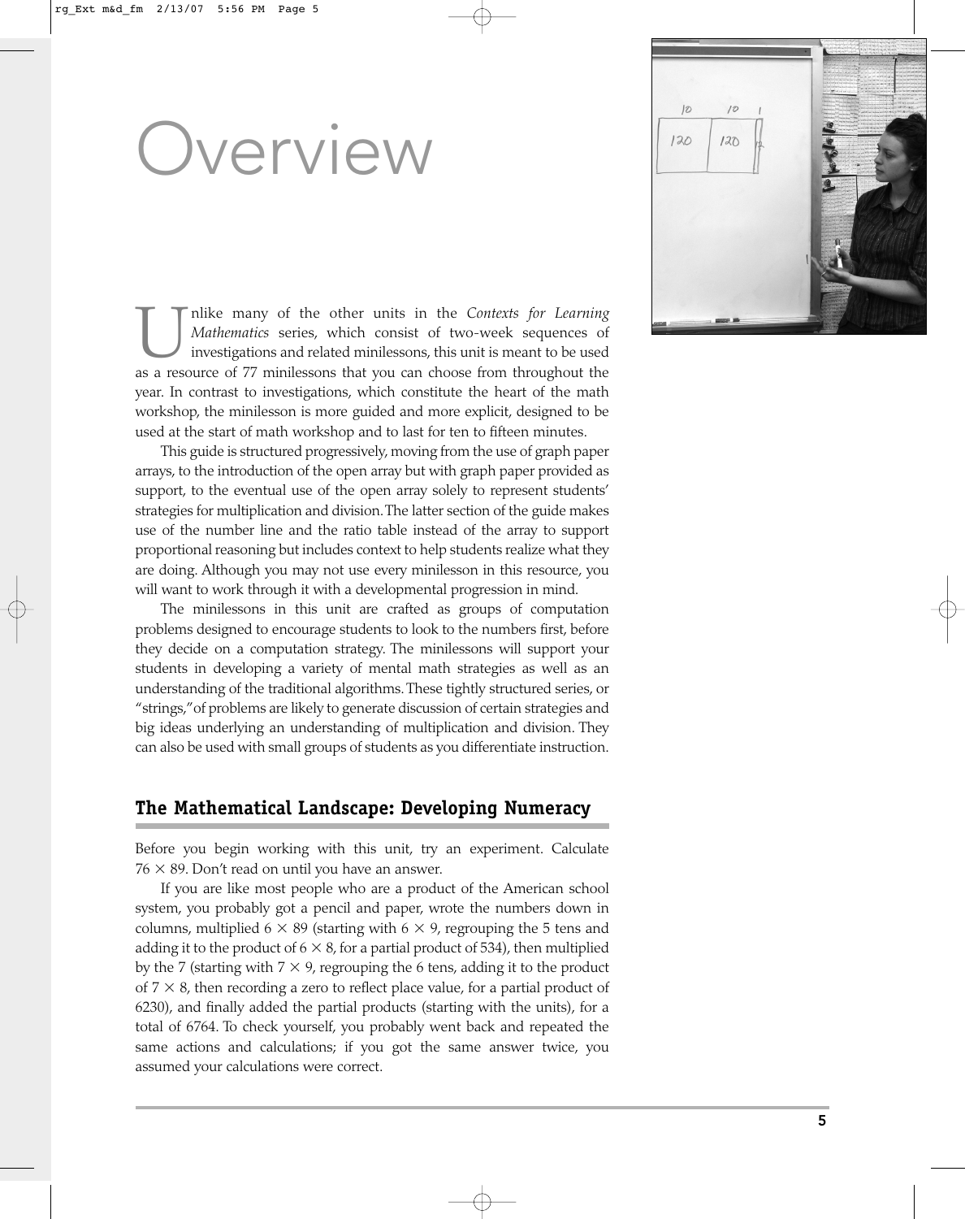# Overview

Unlike many of the other units in the *Contexts for Learning Mathematics* series, which consist of two-week sequences of investigations and related minilessons, this unit is meant to be used as a resource of 77 minilessons that you can choose from throughout the year. In contrast to investigations, which constitute the heart of the math workshop, the minilesson is more guided and more explicit, designed to be used at the start of math workshop and to last for ten to fifteen minutes.

This guide is structured progressively, moving from the use of graph paper arrays, to the introduction of the open array but with graph paper provided as support, to the eventual use of the open array solely to represent students' strategies for multiplication and division. The latter section of the guide makes use of the number line and the ratio table instead of the array to support proportional reasoning but includes context to help students realize what they are doing. Although you may not use every minilesson in this resource, you will want to work through it with a developmental progression in mind.

The minilessons in this unit are crafted as groups of computation problems designed to encourage students to look to the numbers first, before they decide on a computation strategy. The minilessons will support your students in developing a variety of mental math strategies as well as an understanding of the traditional algorithms. These tightly structured series, or "strings," of problems are likely to generate discussion of certain strategies and big ideas underlying an understanding of multiplication and division. They can also be used with small groups of students as you differentiate instruction.

## The Mathematical Landscape: Developing Numeracy

Before you begin working with this unit, try an experiment. Calculate $76 \times 89$. Don't read on until you have an answer.

If you are like most people who are a product of the American school system, you probably got a pencil and paper, wrote the numbers down in columns, multiplied $6 \times 89$ (starting with $6 \times 9$, regrouping the 5 tens and adding it to the product of $6 \times 8$, for a partial product of 534), then multiplied by the 7 (starting with $7 \times 9$, regrouping the 6 tens, adding it to the product of $7 \times 8$, then recording a zero to reflect place value, for a partial product of 6230), and finally added the partial products (starting with the units), for a total of 6764. To check yourself, you probably went back and repeated the same actions and calculations; if you got the same answer twice, you assumed your calculations were correct.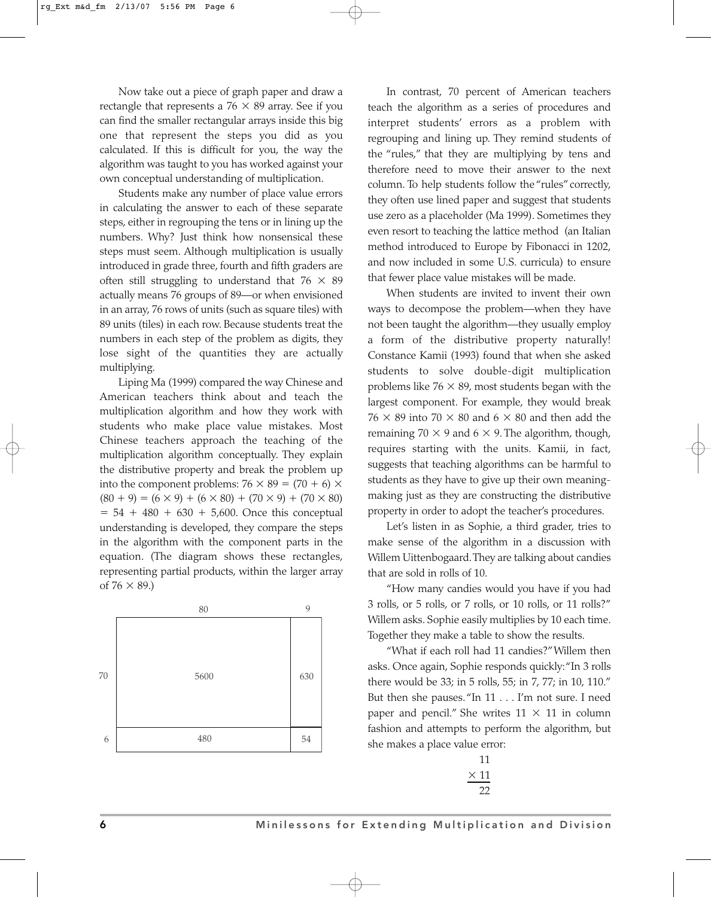Now take out a piece of graph paper and draw a rectangle that represents a $76 \times 89$ array. See if you can find the smaller rectangular arrays inside this big one that represent the steps you did as you calculated. If this is difficult for you, the way the algorithm was taught to you has worked against your own conceptual understanding of multiplication.

Students make any number of place value errors in calculating the answer to each of these separate steps, either in regrouping the tens or in lining up the numbers. Why? Just think how nonsensical these steps must seem. Although multiplication is usually introduced in grade three, fourth and fifth graders are often still struggling to understand that $76 \times 89$ actually means 76 groups of 89—or when envisioned in an array, 76 rows of units (such as square tiles) with 89 units (tiles) in each row. Because students treat the numbers in each step of the problem as digits, they lose sight of the quantities they are actually multiplying.

Liping Ma (1999) compared the way Chinese and American teachers think about and teach the multiplication algorithm and how they work with students who make place value mistakes. Most Chinese teachers approach the teaching of the multiplication algorithm conceptually. They explain the distributive property and break the problem up into the component problems: $76 \times 89 = (70 + 6) \times (80 + 9) = (6 \times 9) + (6 \times 80) + (70 \times 9) + (70 \times 80) = 54 + 480 + 630 + 5{,}600$. Once this conceptual understanding is developed, they compare the steps in the algorithm with the component parts in the equation. (The diagram shows these rectangles, representing partial products, within the larger array of $76 \times 89$.)

|  | 80 | 9 |
|---|---|---|
| 70 | 5600 | 630 |
| 6 | 480 | 54 |

In contrast, 70 percent of American teachers teach the algorithm as a series of procedures and interpret students' errors as a problem with regrouping and lining up. They remind students of the "rules," that they are multiplying by tens and therefore need to move their answer to the next column. To help students follow the "rules" correctly, they often use lined paper and suggest that students use zero as a placeholder (Ma 1999). Sometimes they even resort to teaching the lattice method (an Italian method introduced to Europe by Fibonacci in 1202, and now included in some U.S. curricula) to ensure that fewer place value mistakes will be made.

When students are invited to invent their own ways to decompose the problem—when they have not been taught the algorithm—they usually employ a form of the distributive property naturally! Constance Kamii (1993) found that when she asked students to solve double-digit multiplication problems like $76 \times 89$, most students began with the largest component. For example, they would break $76 \times 89$ into $70 \times 80$ and $6 \times 80$ and then add the remaining $70 \times 9$ and $6 \times 9$. The algorithm, though, requires starting with the units. Kamii, in fact, suggests that teaching algorithms can be harmful to students as they have to give up their own meaning-making just as they are constructing the distributive property in order to adopt the teacher's procedures.

Let's listen in as Sophie, a third grader, tries to make sense of the algorithm in a discussion with Willem Uittenbogaard. They are talking about candies that are sold in rolls of 10.

"How many candies would you have if you had 3 rolls, or 5 rolls, or 7 rolls, or 10 rolls, or 11 rolls?" Willem asks. Sophie easily multiplies by 10 each time. Together they make a table to show the results.

"What if each roll had 11 candies?" Willem then asks. Once again, Sophie responds quickly: "In 3 rolls there would be 33; in 5 rolls, 55; in 7, 77; in 10, 110." But then she pauses. "In 11 . . . I'm not sure. I need paper and pencil." She writes $11 \times 11$ in column fashion and attempts to perform the algorithm, but she makes a place value error:

$$\begin{array}{r} 11 \\ \times\ 11 \\ \hline 22 \end{array}$$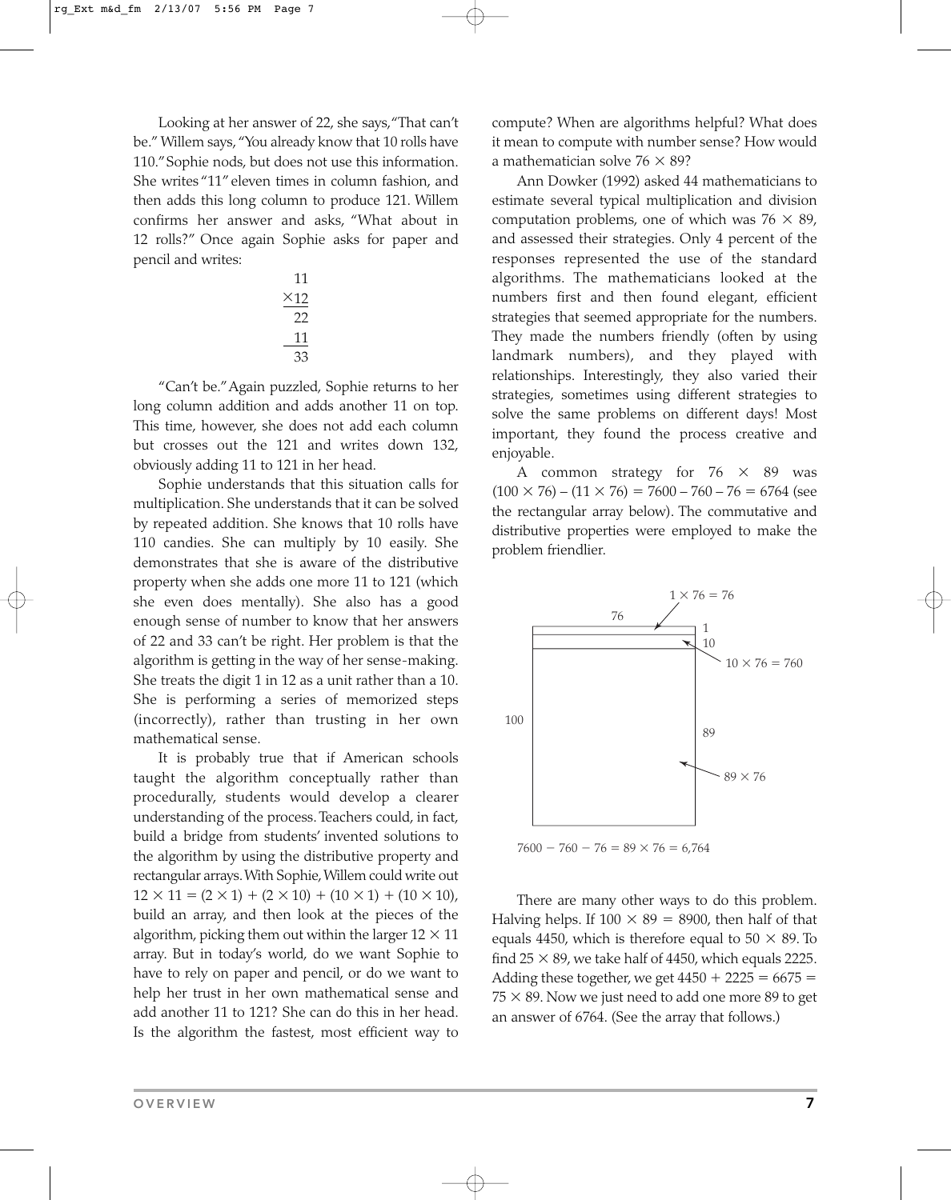Looking at her answer of 22, she says, "That can't be." Willem says, "You already know that 10 rolls have 110." Sophie nods, but does not use this information. She writes "11" eleven times in column fashion, and then adds this long column to produce 121. Willem confirms her answer and asks, "What about in 12 rolls?" Once again Sophie asks for paper and pencil and writes:

```
  11
 ×12
  22
  11
  33
```

"Can't be." Again puzzled, Sophie returns to her long column addition and adds another 11 on top. This time, however, she does not add each column but crosses out the 121 and writes down 132, obviously adding 11 to 121 in her head.

Sophie understands that this situation calls for multiplication. She understands that it can be solved by repeated addition. She knows that 10 rolls have 110 candies. She can multiply by 10 easily. She demonstrates that she is aware of the distributive property when she adds one more 11 to 121 (which she even does mentally). She also has a good enough sense of number to know that her answers of 22 and 33 can't be right. Her problem is that the algorithm is getting in the way of her sense-making. She treats the digit 1 in 12 as a unit rather than a 10. She is performing a series of memorized steps (incorrectly), rather than trusting in her own mathematical sense.

It is probably true that if American schools taught the algorithm conceptually rather than procedurally, students would develop a clearer understanding of the process. Teachers could, in fact, build a bridge from students' invented solutions to the algorithm by using the distributive property and rectangular arrays. With Sophie, Willem could write out $12 \times 11 = (2 \times 1) + (2 \times 10) + (10 \times 1) + (10 \times 10)$, build an array, and then look at the pieces of the algorithm, picking them out within the larger $12 \times 11$ array. But in today's world, do we want Sophie to have to rely on paper and pencil, or do we want to help her trust in her own mathematical sense and add another 11 to 121? She can do this in her head. Is the algorithm the fastest, most efficient way to compute? When are algorithms helpful? What does it mean to compute with number sense? How would a mathematician solve $76 \times 89$?

Ann Dowker (1992) asked 44 mathematicians to estimate several typical multiplication and division computation problems, one of which was $76 \times 89$, and assessed their strategies. Only 4 percent of the responses represented the use of the standard algorithms. The mathematicians looked at the numbers first and then found elegant, efficient strategies that seemed appropriate for the numbers. They made the numbers friendly (often by using landmark numbers), and they played with relationships. Interestingly, they also varied their strategies, sometimes using different strategies to solve the same problems on different days! Most important, they found the process creative and enjoyable.

A common strategy for $76 \times 89$ was $(100 \times 76) - (11 \times 76) = 7600 - 760 - 76 = 6764$ (see the rectangular array below). The commutative and distributive properties were employed to make the problem friendlier.

[Rectangular array: width 76, height 100, divided into strips of 1, 10, and 89; labels "$1 \times 76 = 76$", "$10 \times 76 = 760$", "$89 \times 76$"]

$7600 - 760 - 76 = 89 \times 76 = 6{,}764$

There are many other ways to do this problem. Halving helps. If $100 \times 89 = 8900$, then half of that equals 4450, which is therefore equal to $50 \times 89$. To find $25 \times 89$, we take half of 4450, which equals 2225. Adding these together, we get $4450 + 2225 = 6675 = 75 \times 89$. Now we just need to add one more 89 to get an answer of 6764. (See the array that follows.)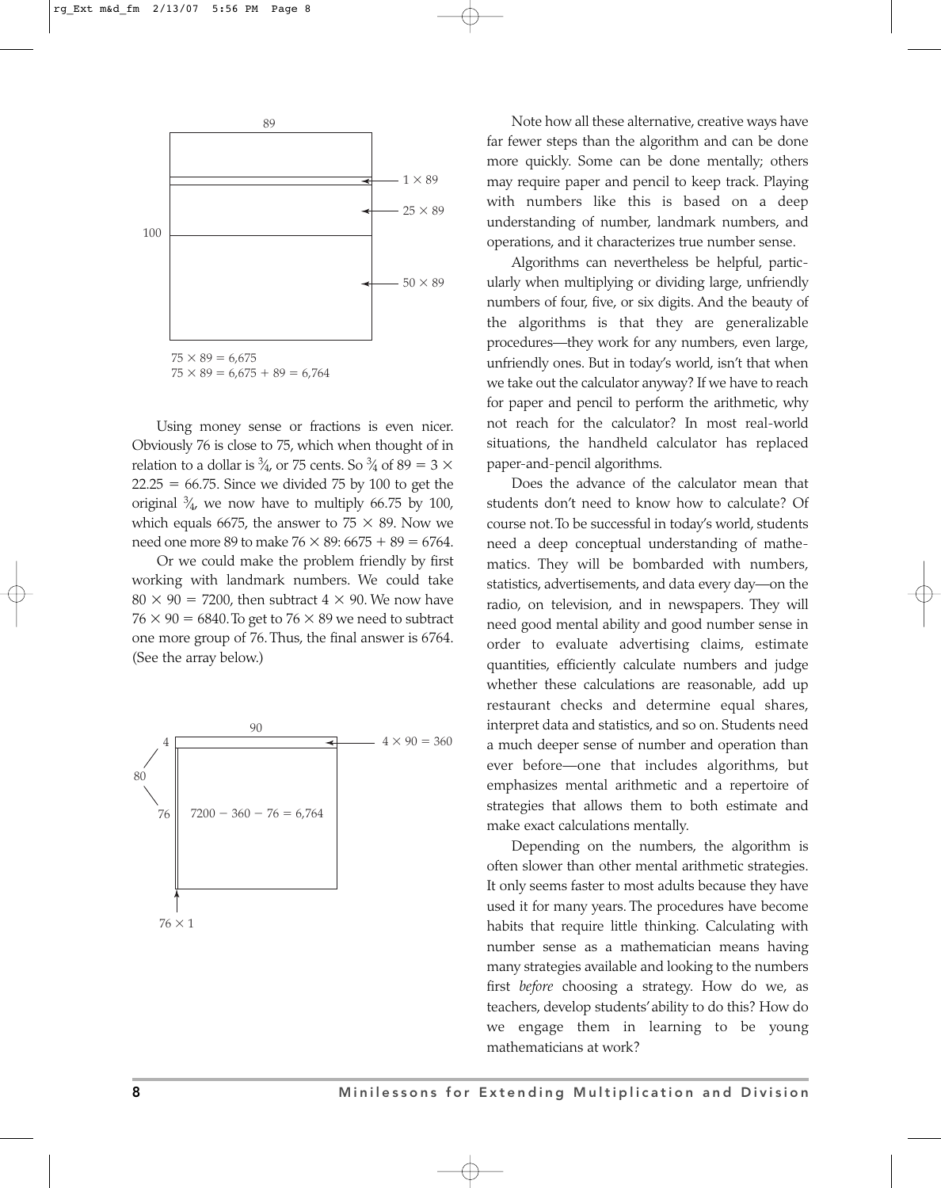89

100

$1 \times 89$

$25 \times 89$

$50 \times 89$

$75 \times 89 = 6{,}675$
$75 \times 89 = 6{,}675 + 89 = 6{,}764$

Using money sense or fractions is even nicer. Obviously 76 is close to 75, which when thought of in relation to a dollar is $\frac{3}{4}$, or 75 cents. So $\frac{3}{4}$ of $89 = 3 \times 22.25 = 66.75$. Since we divided 75 by 100 to get the original $\frac{3}{4}$, we now have to multiply 66.75 by 100, which equals 6675, the answer to $75 \times 89$. Now we need one more 89 to make $76 \times 89$: $6675 + 89 = 6764$.

Or we could make the problem friendly by first working with landmark numbers. We could take $80 \times 90 = 7200$, then subtract $4 \times 90$. We now have $76 \times 90 = 6840$. To get to $76 \times 89$ we need to subtract one more group of 76. Thus, the final answer is 6764. (See the array below.)

90

4

80

76

$4 \times 90 = 360$

$7200 - 360 - 76 = 6{,}764$

$76 \times 1$

Note how all these alternative, creative ways have far fewer steps than the algorithm and can be done more quickly. Some can be done mentally; others may require paper and pencil to keep track. Playing with numbers like this is based on a deep understanding of number, landmark numbers, and operations, and it characterizes true number sense.

Algorithms can nevertheless be helpful, particularly when multiplying or dividing large, unfriendly numbers of four, five, or six digits. And the beauty of the algorithms is that they are generalizable procedures—they work for any numbers, even large, unfriendly ones. But in today's world, isn't that when we take out the calculator anyway? If we have to reach for paper and pencil to perform the arithmetic, why not reach for the calculator? In most real-world situations, the handheld calculator has replaced paper-and-pencil algorithms.

Does the advance of the calculator mean that students don't need to know how to calculate? Of course not. To be successful in today's world, students need a deep conceptual understanding of mathematics. They will be bombarded with numbers, statistics, advertisements, and data every day—on the radio, on television, and in newspapers. They will need good mental ability and good number sense in order to evaluate advertising claims, estimate quantities, efficiently calculate numbers and judge whether these calculations are reasonable, add up restaurant checks and determine equal shares, interpret data and statistics, and so on. Students need a much deeper sense of number and operation than ever before—one that includes algorithms, but emphasizes mental arithmetic and a repertoire of strategies that allows them to both estimate and make exact calculations mentally.

Depending on the numbers, the algorithm is often slower than other mental arithmetic strategies. It only seems faster to most adults because they have used it for many years. The procedures have become habits that require little thinking. Calculating with number sense as a mathematician means having many strategies available and looking to the numbers first *before* choosing a strategy. How do we, as teachers, develop students' ability to do this? How do we engage them in learning to be young mathematicians at work?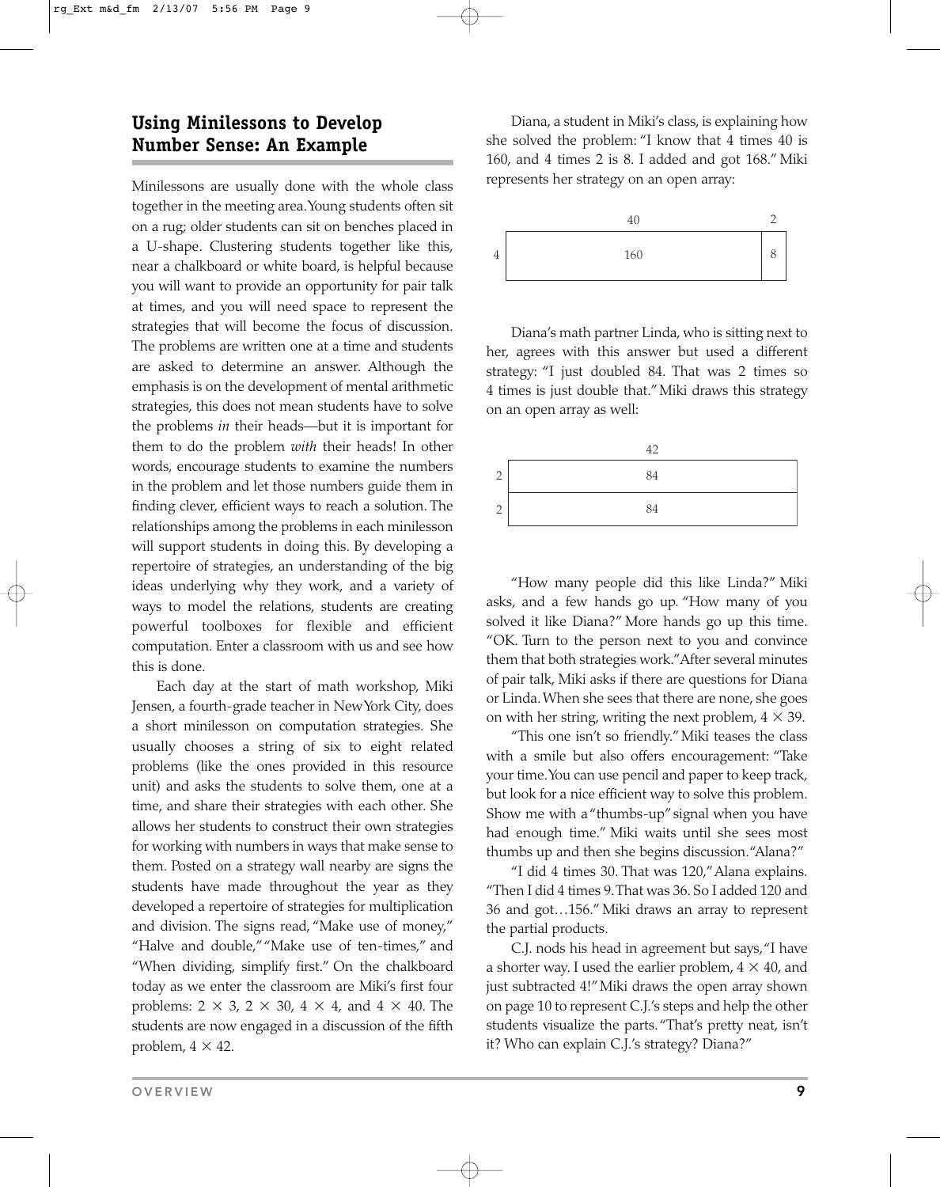## Using Minilessons to Develop Number Sense: An Example

Minilessons are usually done with the whole class together in the meeting area. Young students often sit on a rug; older students can sit on benches placed in a U-shape. Clustering students together like this, near a chalkboard or white board, is helpful because you will want to provide an opportunity for pair talk at times, and you will need space to represent the strategies that will become the focus of discussion. The problems are written one at a time and students are asked to determine an answer. Although the emphasis is on the development of mental arithmetic strategies, this does not mean students have to solve the problems *in* their heads—but it is important for them to do the problem *with* their heads! In other words, encourage students to examine the numbers in the problem and let those numbers guide them in finding clever, efficient ways to reach a solution. The relationships among the problems in each minilesson will support students in doing this. By developing a repertoire of strategies, an understanding of the big ideas underlying why they work, and a variety of ways to model the relations, students are creating powerful toolboxes for flexible and efficient computation. Enter a classroom with us and see how this is done.

Each day at the start of math workshop, Miki Jensen, a fourth-grade teacher in New York City, does a short minilesson on computation strategies. She usually chooses a string of six to eight related problems (like the ones provided in this resource unit) and asks the students to solve them, one at a time, and share their strategies with each other. She allows her students to construct their own strategies for working with numbers in ways that make sense to them. Posted on a strategy wall nearby are signs the students have made throughout the year as they developed a repertoire of strategies for multiplication and division. The signs read, "Make use of money," "Halve and double," "Make use of ten-times," and "When dividing, simplify first." On the chalkboard today as we enter the classroom are Miki's first four problems: $2 \times 3$, $2 \times 30$, $4 \times 4$, and $4 \times 40$. The students are now engaged in a discussion of the fifth problem, $4 \times 42$.

Diana, a student in Miki's class, is explaining how she solved the problem: "I know that 4 times 40 is 160, and 4 times 2 is 8. I added and got 168." Miki represents her strategy on an open array:

|   | 40 | 2 |
|---|---|---|
| 4 | 160 | 8 |

Diana's math partner Linda, who is sitting next to her, agrees with this answer but used a different strategy: "I just doubled 84. That was 2 times so 4 times is just double that." Miki draws this strategy on an open array as well:

|   | 42 |
|---|---|
| 2 | 84 |
| 2 | 84 |

"How many people did this like Linda?" Miki asks, and a few hands go up. "How many of you solved it like Diana?" More hands go up this time. "OK. Turn to the person next to you and convince them that both strategies work." After several minutes of pair talk, Miki asks if there are questions for Diana or Linda. When she sees that there are none, she goes on with her string, writing the next problem, $4 \times 39$.

"This one isn't so friendly." Miki teases the class with a smile but also offers encouragement: "Take your time. You can use pencil and paper to keep track, but look for a nice efficient way to solve this problem. Show me with a "thumbs-up" signal when you have had enough time." Miki waits until she sees most thumbs up and then she begins discussion. "Alana?"

"I did 4 times 30. That was 120," Alana explains. "Then I did 4 times 9. That was 36. So I added 120 and 36 and got…156." Miki draws an array to represent the partial products.

C.J. nods his head in agreement but says, "I have a shorter way. I used the earlier problem, $4 \times 40$, and just subtracted 4!" Miki draws the open array shown on page 10 to represent C.J.'s steps and help the other students visualize the parts. "That's pretty neat, isn't it? Who can explain C.J.'s strategy? Diana?"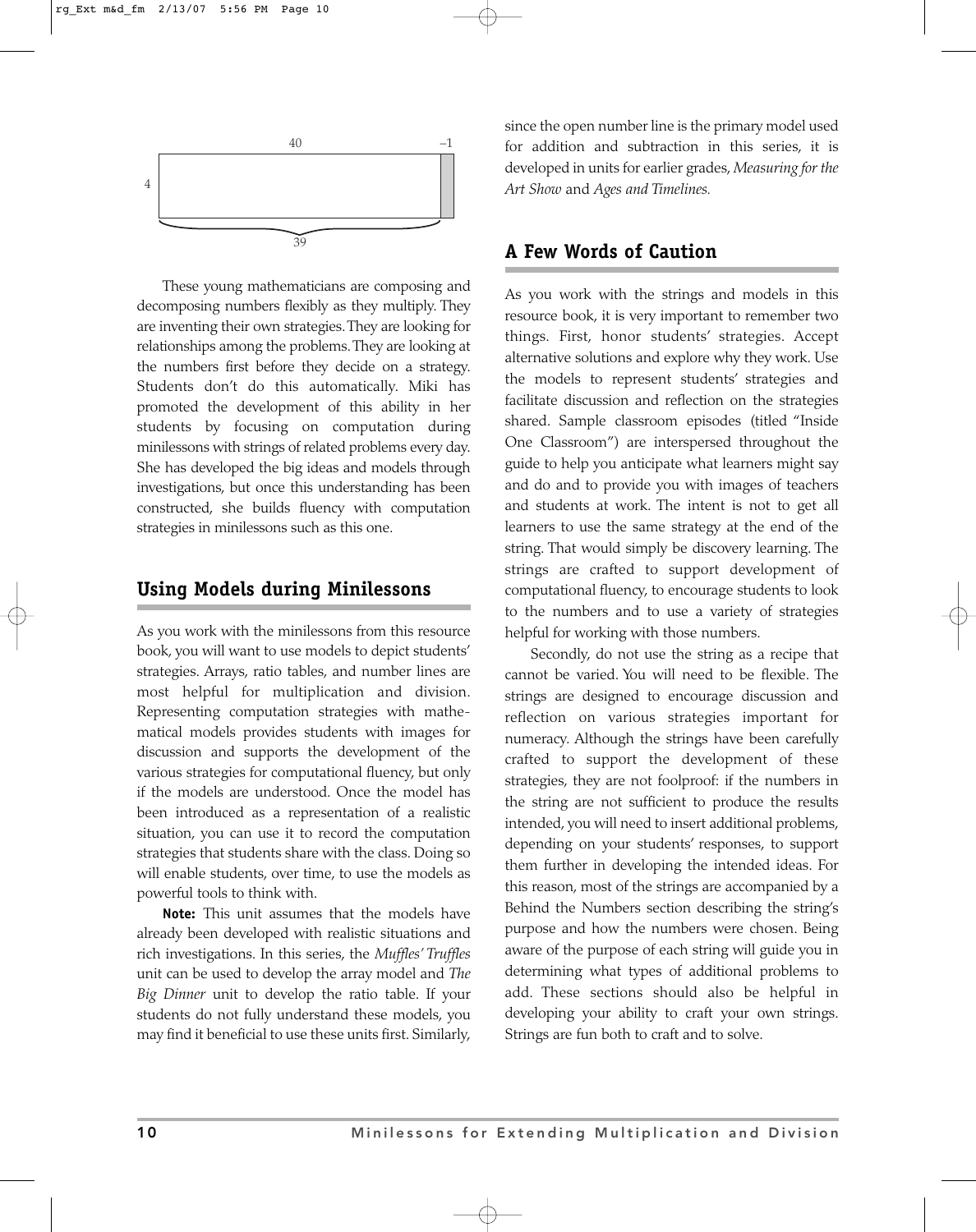40 −1

4

39

These young mathematicians are composing and decomposing numbers flexibly as they multiply. They are inventing their own strategies. They are looking for relationships among the problems. They are looking at the numbers first before they decide on a strategy. Students don't do this automatically. Miki has promoted the development of this ability in her students by focusing on computation during minilessons with strings of related problems every day. She has developed the big ideas and models through investigations, but once this understanding has been constructed, she builds fluency with computation strategies in minilessons such as this one.

## Using Models during Minilessons

As you work with the minilessons from this resource book, you will want to use models to depict students' strategies. Arrays, ratio tables, and number lines are most helpful for multiplication and division. Representing computation strategies with mathematical models provides students with images for discussion and supports the development of the various strategies for computational fluency, but only if the models are understood. Once the model has been introduced as a representation of a realistic situation, you can use it to record the computation strategies that students share with the class. Doing so will enable students, over time, to use the models as powerful tools to think with.

**Note:** This unit assumes that the models have already been developed with realistic situations and rich investigations. In this series, the *Muffles' Truffles* unit can be used to develop the array model and *The Big Dinner* unit to develop the ratio table. If your students do not fully understand these models, you may find it beneficial to use these units first. Similarly, since the open number line is the primary model used for addition and subtraction in this series, it is developed in units for earlier grades, *Measuring for the Art Show* and *Ages and Timelines.*

## A Few Words of Caution

As you work with the strings and models in this resource book, it is very important to remember two things. First, honor students' strategies. Accept alternative solutions and explore why they work. Use the models to represent students' strategies and facilitate discussion and reflection on the strategies shared. Sample classroom episodes (titled "Inside One Classroom") are interspersed throughout the guide to help you anticipate what learners might say and do and to provide you with images of teachers and students at work. The intent is not to get all learners to use the same strategy at the end of the string. That would simply be discovery learning. The strings are crafted to support development of computational fluency, to encourage students to look to the numbers and to use a variety of strategies helpful for working with those numbers.

Secondly, do not use the string as a recipe that cannot be varied. You will need to be flexible. The strings are designed to encourage discussion and reflection on various strategies important for numeracy. Although the strings have been carefully crafted to support the development of these strategies, they are not foolproof: if the numbers in the string are not sufficient to produce the results intended, you will need to insert additional problems, depending on your students' responses, to support them further in developing the intended ideas. For this reason, most of the strings are accompanied by a Behind the Numbers section describing the string's purpose and how the numbers were chosen. Being aware of the purpose of each string will guide you in determining what types of additional problems to add. These sections should also be helpful in developing your ability to craft your own strings. Strings are fun both to craft and to solve.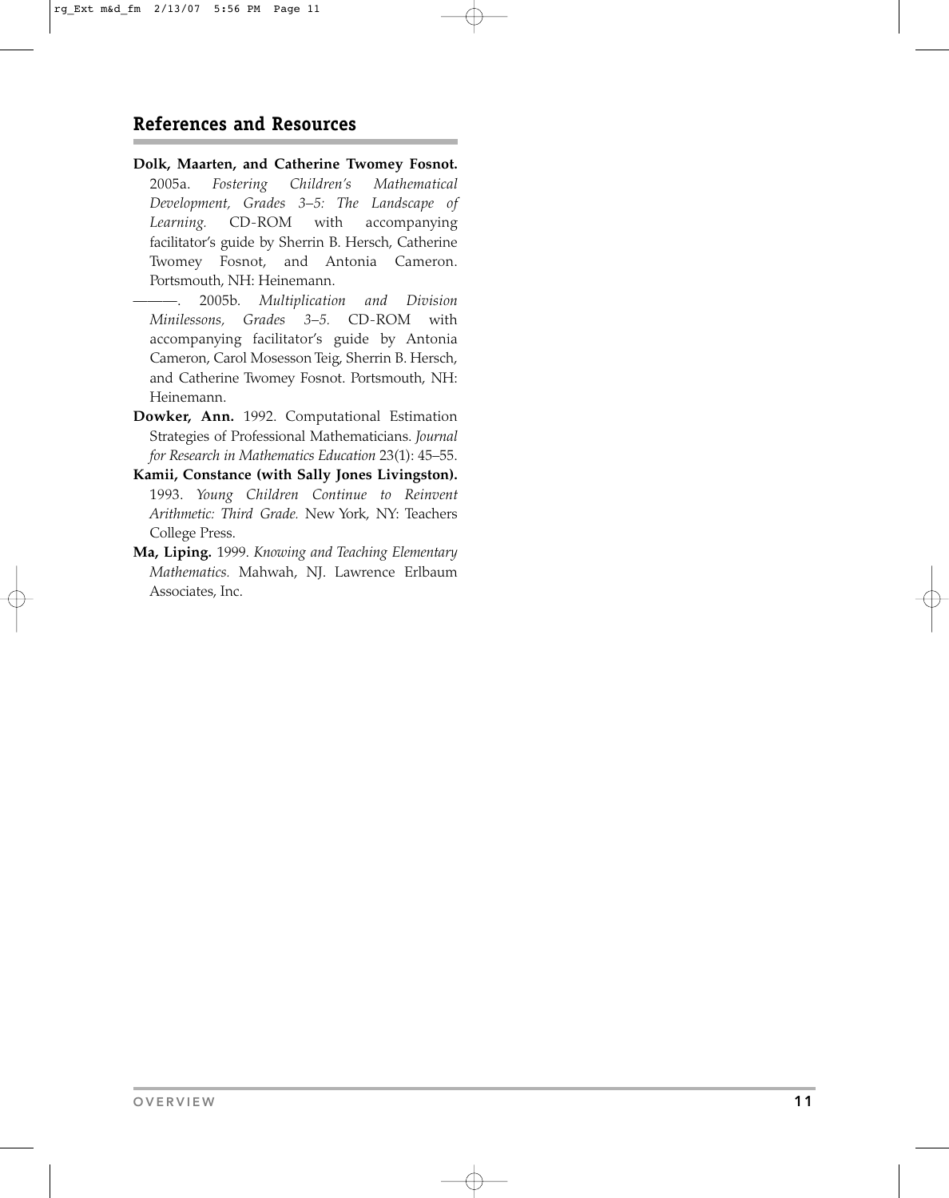## References and Resources

**Dolk, Maarten, and Catherine Twomey Fosnot.** 2005a. *Fostering Children's Mathematical Development, Grades 3–5: The Landscape of Learning.* CD-ROM with accompanying facilitator's guide by Sherrin B. Hersch, Catherine Twomey Fosnot, and Antonia Cameron. Portsmouth, NH: Heinemann.

———. 2005b. *Multiplication and Division Minilessons, Grades 3–5.* CD-ROM with accompanying facilitator's guide by Antonia Cameron, Carol Mosesson Teig, Sherrin B. Hersch, and Catherine Twomey Fosnot. Portsmouth, NH: Heinemann.

**Dowker, Ann.** 1992. Computational Estimation Strategies of Professional Mathematicians. *Journal for Research in Mathematics Education* 23(1): 45–55.

**Kamii, Constance (with Sally Jones Livingston).** 1993. *Young Children Continue to Reinvent Arithmetic: Third Grade.* New York, NY: Teachers College Press.

**Ma, Liping.** 1999. *Knowing and Teaching Elementary Mathematics.* Mahwah, NJ. Lawrence Erlbaum Associates, Inc.